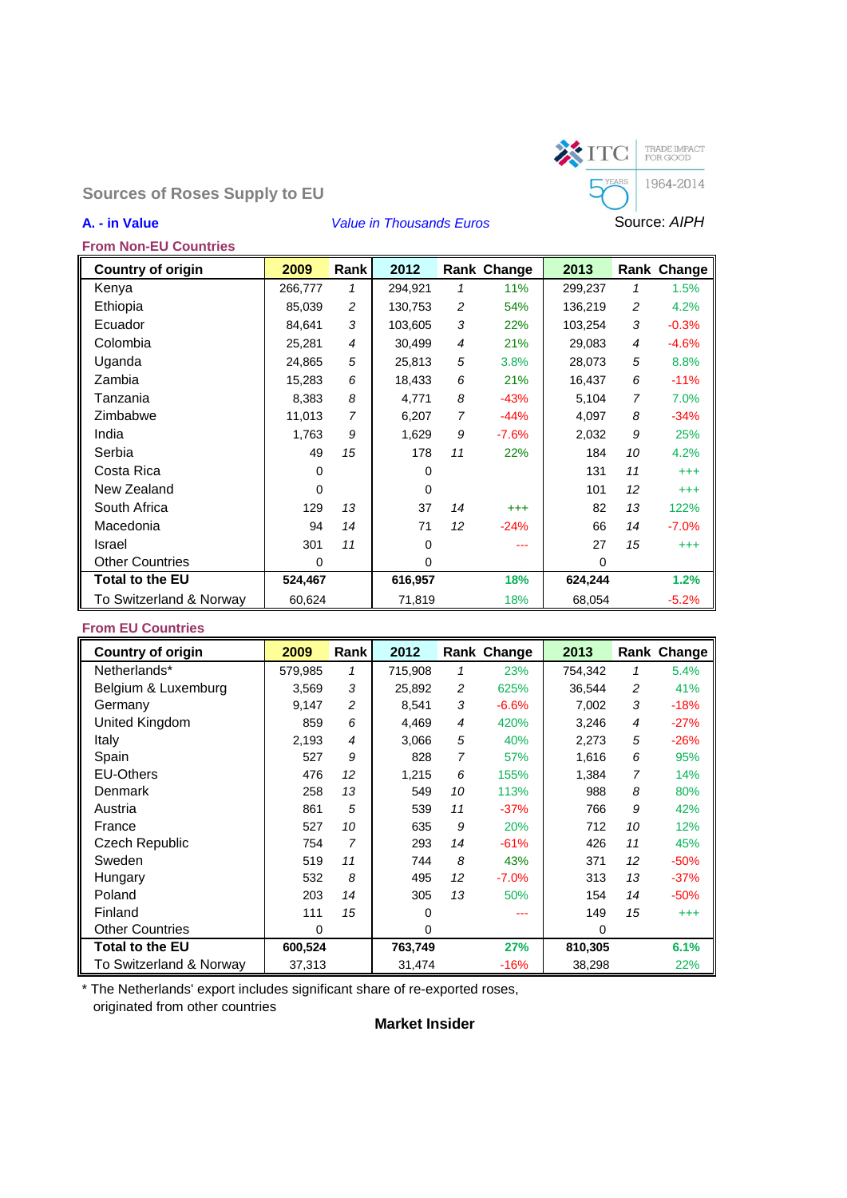## Sources of Roses Supply to EU

**A. - in Value** *Value in Thousands Euros* Source: *AIPH*

### From Non-EU Countries

| Country of origin | 2009 | Rank | 2012 | Rank | Change | 2013 | Rank | Change |
|---|---|---|---|---|---|---|---|---|
| Kenya | 266,777 | 1 | 294,921 | 1 | 11% | 299,237 | 1 | 1.5% |
| Ethiopia | 85,039 | 2 | 130,753 | 2 | 54% | 136,219 | 2 | 4.2% |
| Ecuador | 84,641 | 3 | 103,605 | 3 | 22% | 103,254 | 3 | -0.3% |
| Colombia | 25,281 | 4 | 30,499 | 4 | 21% | 29,083 | 4 | -4.6% |
| Uganda | 24,865 | 5 | 25,813 | 5 | 3.8% | 28,073 | 5 | 8.8% |
| Zambia | 15,283 | 6 | 18,433 | 6 | 21% | 16,437 | 6 | -11% |
| Tanzania | 8,383 | 8 | 4,771 | 8 | -43% | 5,104 | 7 | 7.0% |
| Zimbabwe | 11,013 | 7 | 6,207 | 7 | -44% | 4,097 | 8 | -34% |
| India | 1,763 | 9 | 1,629 | 9 | -7.6% | 2,032 | 9 | 25% |
| Serbia | 49 | 15 | 178 | 11 | 22% | 184 | 10 | 4.2% |
| Costa Rica | 0 | | 0 | | | 131 | 11 | +++ |
| New Zealand | 0 | | 0 | | | 101 | 12 | +++ |
| South Africa | 129 | 13 | 37 | 14 | +++ | 82 | 13 | 122% |
| Macedonia | 94 | 14 | 71 | 12 | -24% | 66 | 14 | -7.0% |
| Israel | 301 | 11 | 0 | | --- | 27 | 15 | +++ |
| Other Countries | 0 | | 0 | | | 0 | | |
| **Total to the EU** | **524,467** | | **616,957** | | **18%** | **624,244** | | **1.2%** |
| To Switzerland & Norway | 60,624 | | 71,819 | | 18% | 68,054 | | -5.2% |

### From EU Countries

| Country of origin | 2009 | Rank | 2012 | Rank | Change | 2013 | Rank | Change |
|---|---|---|---|---|---|---|---|---|
| Netherlands* | 579,985 | 1 | 715,908 | 1 | 23% | 754,342 | 1 | 5.4% |
| Belgium & Luxemburg | 3,569 | 3 | 25,892 | 2 | 625% | 36,544 | 2 | 41% |
| Germany | 9,147 | 2 | 8,541 | 3 | -6.6% | 7,002 | 3 | -18% |
| United Kingdom | 859 | 6 | 4,469 | 4 | 420% | 3,246 | 4 | -27% |
| Italy | 2,193 | 4 | 3,066 | 5 | 40% | 2,273 | 5 | -26% |
| Spain | 527 | 9 | 828 | 7 | 57% | 1,616 | 6 | 95% |
| EU-Others | 476 | 12 | 1,215 | 6 | 155% | 1,384 | 7 | 14% |
| Denmark | 258 | 13 | 549 | 10 | 113% | 988 | 8 | 80% |
| Austria | 861 | 5 | 539 | 11 | -37% | 766 | 9 | 42% |
| France | 527 | 10 | 635 | 9 | 20% | 712 | 10 | 12% |
| Czech Republic | 754 | 7 | 293 | 14 | -61% | 426 | 11 | 45% |
| Sweden | 519 | 11 | 744 | 8 | 43% | 371 | 12 | -50% |
| Hungary | 532 | 8 | 495 | 12 | -7.0% | 313 | 13 | -37% |
| Poland | 203 | 14 | 305 | 13 | 50% | 154 | 14 | -50% |
| Finland | 111 | 15 | 0 | | --- | 149 | 15 | +++ |
| Other Countries | 0 | | 0 | | | 0 | | |
| **Total to the EU** | **600,524** | | **763,749** | | **27%** | **810,305** | | **6.1%** |
| To Switzerland & Norway | 37,313 | | 31,474 | | -16% | 38,298 | | 22% |

* The Netherlands' export includes significant share of re-exported roses, originated from other countries

**Market Insider**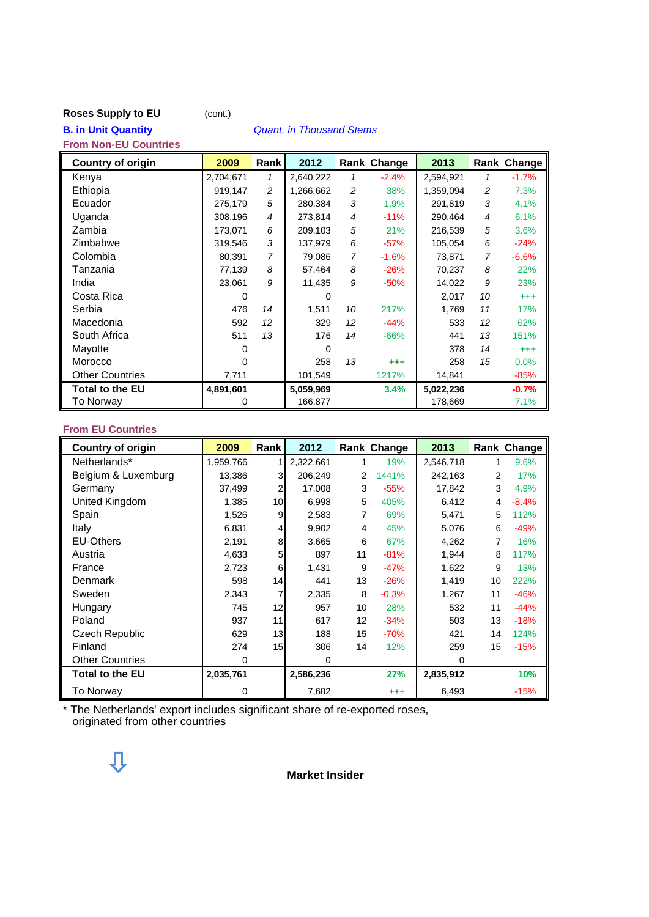**Roses Supply to EU** (cont.)

**B. in Unit Quantity** *Quant. in Thousand Stems*

**From Non-EU Countries**

| Country of origin | 2009 | Rank | 2012 | Rank | Change | 2013 | Rank | Change |
|---|---|---|---|---|---|---|---|---|
| Kenya | 2,704,671 | 1 | 2,640,222 | 1 | -2.4% | 2,594,921 | 1 | -1.7% |
| Ethiopia | 919,147 | 2 | 1,266,662 | 2 | 38% | 1,359,094 | 2 | 7.3% |
| Ecuador | 275,179 | 5 | 280,384 | 3 | 1.9% | 291,819 | 3 | 4.1% |
| Uganda | 308,196 | 4 | 273,814 | 4 | -11% | 290,464 | 4 | 6.1% |
| Zambia | 173,071 | 6 | 209,103 | 5 | 21% | 216,539 | 5 | 3.6% |
| Zimbabwe | 319,546 | 3 | 137,979 | 6 | -57% | 105,054 | 6 | -24% |
| Colombia | 80,391 | 7 | 79,086 | 7 | -1.6% | 73,871 | 7 | -6.6% |
| Tanzania | 77,139 | 8 | 57,464 | 8 | -26% | 70,237 | 8 | 22% |
| India | 23,061 | 9 | 11,435 | 9 | -50% | 14,022 | 9 | 23% |
| Costa Rica | 0 | | 0 | | | 2,017 | 10 | +++ |
| Serbia | 476 | 14 | 1,511 | 10 | 217% | 1,769 | 11 | 17% |
| Macedonia | 592 | 12 | 329 | 12 | -44% | 533 | 12 | 62% |
| South Africa | 511 | 13 | 176 | 14 | -66% | 441 | 13 | 151% |
| Mayotte | 0 | | 0 | | | 378 | 14 | +++ |
| Morocco | 0 | | 258 | 13 | +++ | 258 | 15 | 0.0% |
| Other Countries | 7,711 | | 101,549 | | 1217% | 14,841 | | -85% |
| **Total to the EU** | **4,891,601** | | **5,059,969** | | **3.4%** | **5,022,236** | | **-0.7%** |
| To Norway | 0 | | 166,877 | | | 178,669 | | 7.1% |

**From EU Countries**

| Country of origin | 2009 | Rank | 2012 | Rank | Change | 2013 | Rank | Change |
|---|---|---|---|---|---|---|---|---|
| Netherlands* | 1,959,766 | 1 | 2,322,661 | 1 | 19% | 2,546,718 | 1 | 9.6% |
| Belgium & Luxemburg | 13,386 | 3 | 206,249 | 2 | 1441% | 242,163 | 2 | 17% |
| Germany | 37,499 | 2 | 17,008 | 3 | -55% | 17,842 | 3 | 4.9% |
| United Kingdom | 1,385 | 10 | 6,998 | 5 | 405% | 6,412 | 4 | -8.4% |
| Spain | 1,526 | 9 | 2,583 | 7 | 69% | 5,471 | 5 | 112% |
| Italy | 6,831 | 4 | 9,902 | 4 | 45% | 5,076 | 6 | -49% |
| EU-Others | 2,191 | 8 | 3,665 | 6 | 67% | 4,262 | 7 | 16% |
| Austria | 4,633 | 5 | 897 | 11 | -81% | 1,944 | 8 | 117% |
| France | 2,723 | 6 | 1,431 | 9 | -47% | 1,622 | 9 | 13% |
| Denmark | 598 | 14 | 441 | 13 | -26% | 1,419 | 10 | 222% |
| Sweden | 2,343 | 7 | 2,335 | 8 | -0.3% | 1,267 | 11 | -46% |
| Hungary | 745 | 12 | 957 | 10 | 28% | 532 | 11 | -44% |
| Poland | 937 | 11 | 617 | 12 | -34% | 503 | 13 | -18% |
| Czech Republic | 629 | 13 | 188 | 15 | -70% | 421 | 14 | 124% |
| Finland | 274 | 15 | 306 | 14 | 12% | 259 | 15 | -15% |
| Other Countries | 0 | | 0 | | | 0 | | |
| **Total to the EU** | **2,035,761** | | **2,586,236** | | **27%** | **2,835,912** | | **10%** |
| To Norway | 0 | | 7,682 | | +++ | 6,493 | | -15% |

* The Netherlands' export includes significant share of re-exported roses, originated from other countries

⇩

**Market Insider**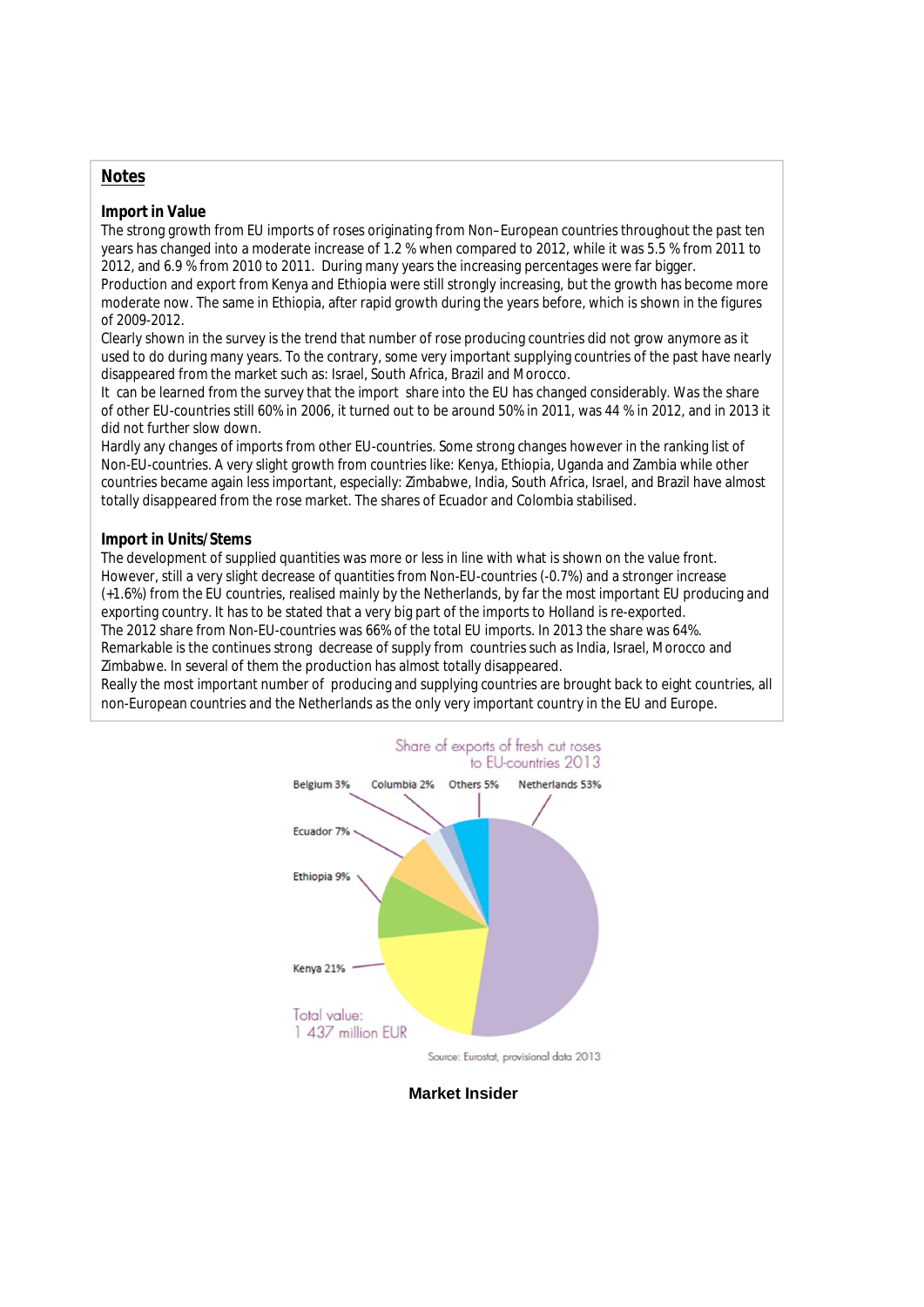## Notes

**Import in Value**

The strong growth from EU imports of roses originating from Non–European countries throughout the past ten years has changed into a moderate increase of 1.2 % when compared to 2012, while it was 5.5 % from 2011 to 2012, and 6.9 % from 2010 to 2011. During many years the increasing percentages were far bigger.
Production and export from Kenya and Ethiopia were still strongly increasing, but the growth has become more moderate now. The same in Ethiopia, after rapid growth during the years before, which is shown in the figures of 2009-2012.
Clearly shown in the survey is the trend that number of rose producing countries did not grow anymore as it used to do during many years. To the contrary, some very important supplying countries of the past have nearly disappeared from the market such as: Israel, South Africa, Brazil and Morocco.
It can be learned from the survey that the import share into the EU has changed considerably. Was the share of other EU-countries still 60% in 2006, it turned out to be around 50% in 2011, was 44 % in 2012, and in 2013 it did not further slow down.
Hardly any changes of imports from other EU-countries. Some strong changes however in the ranking list of Non-EU-countries. A very slight growth from countries like: Kenya, Ethiopia, Uganda and Zambia while other countries became again less important, especially: Zimbabwe, India, South Africa, Israel, and Brazil have almost totally disappeared from the rose market. The shares of Ecuador and Colombia stabilised.

**Import in Units/Stems**

The development of supplied quantities was more or less in line with what is shown on the value front. However, still a very slight decrease of quantities from Non-EU-countries (-0.7%) and a stronger increase (+1.6%) from the EU countries, realised mainly by the Netherlands, by far the most important EU producing and exporting country. It has to be stated that a very big part of the imports to Holland is re-exported.
The 2012 share from Non-EU-countries was 66% of the total EU imports. In 2013 the share was 64%.
Remarkable is the continues strong decrease of supply from countries such as India, Israel, Morocco and Zimbabwe. In several of them the production has almost totally disappeared.
Really the most important number of producing and supplying countries are brought back to eight countries, all non-European countries and the Netherlands as the only very important country in the EU and Europe.

Share of exports of fresh cut roses to EU-countries 2013

Belgium 3%
Columbia 2%
Others 5%
Netherlands 53%
Ecuador 7%
Ethiopia 9%
Kenya 21%

Total value:
1 437 million EUR

Source: Eurostat, provisional data 2013

**Market Insider**